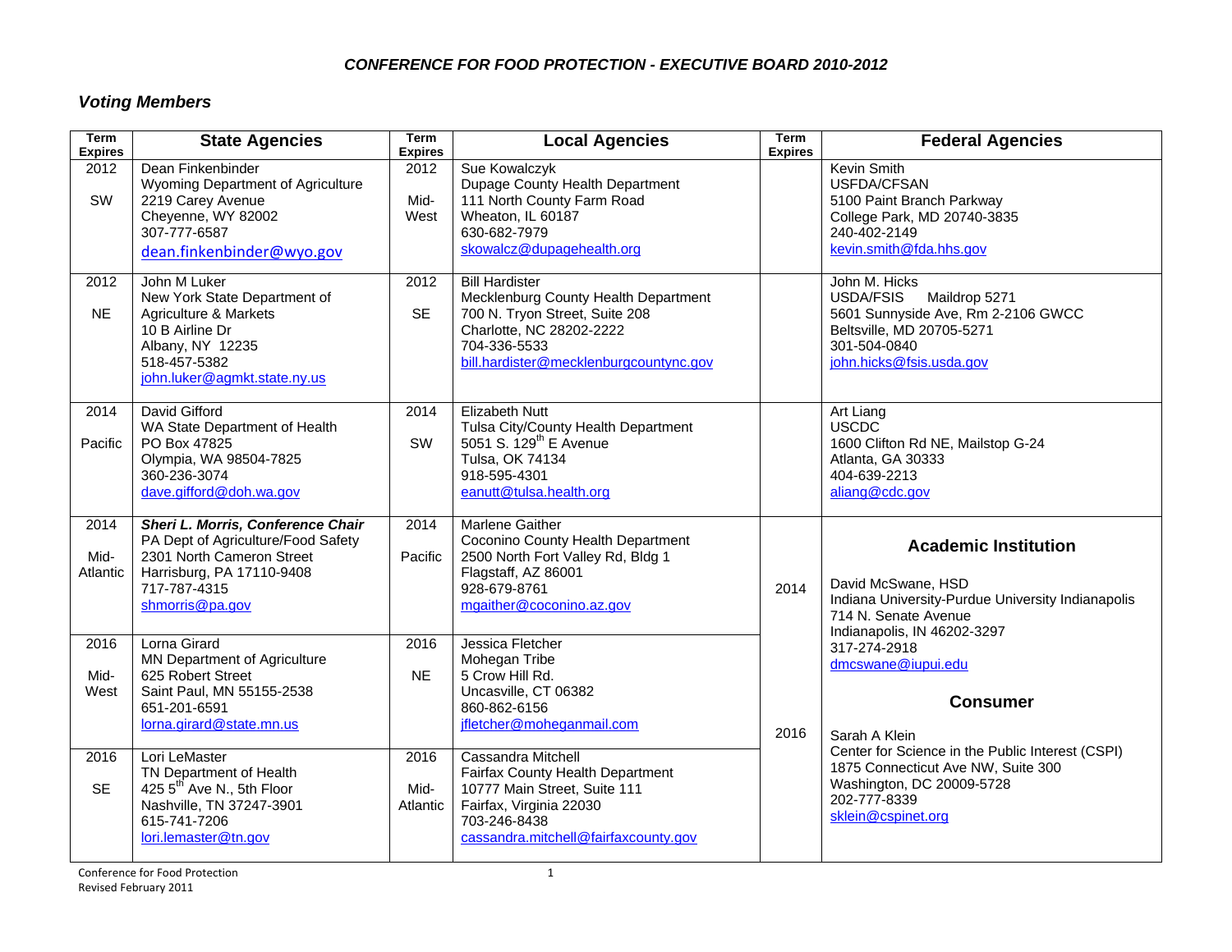# *CONFERENCE FOR FOOD PROTECTION - EXECUTIVE BOARD 2010-2012*

## *Voting Members*

| Term Expires | State Agencies | Term Expires | Local Agencies | Term Expires | Federal Agencies |
|---|---|---|---|---|---|
| 2012<br><br>SW | Dean Finkenbinder<br>Wyoming Department of Agriculture<br>2219 Carey Avenue<br>Cheyenne, WY 82002<br>307-777-6587<br>dean.finkenbinder@wyo.gov | 2012<br><br>Mid-West | Sue Kowalczyk<br>Dupage County Health Department<br>111 North County Farm Road<br>Wheaton, IL 60187<br>630-682-7979<br>skowalcz@dupagehealth.org | | Kevin Smith<br>USFDA/CFSAN<br>5100 Paint Branch Parkway<br>College Park, MD 20740-3835<br>240-402-2149<br>kevin.smith@fda.hhs.gov |
| 2012<br><br>NE | John M Luker<br>New York State Department of Agriculture & Markets<br>10 B Airline Dr<br>Albany, NY 12235<br>518-457-5382<br>john.luker@agmkt.state.ny.us | 2012<br><br>SE | Bill Hardister<br>Mecklenburg County Health Department<br>700 N. Tryon Street, Suite 208<br>Charlotte, NC 28202-2222<br>704-336-5533<br>bill.hardister@mecklenburgcountync.gov | | John M. Hicks<br>USDA/FSIS Maildrop 5271<br>5601 Sunnyside Ave, Rm 2-2106 GWCC<br>Beltsville, MD 20705-5271<br>301-504-0840<br>john.hicks@fsis.usda.gov |
| 2014<br><br>Pacific | David Gifford<br>WA State Department of Health<br>PO Box 47825<br>Olympia, WA 98504-7825<br>360-236-3074<br>dave.gifford@doh.wa.gov | 2014<br><br>SW | Elizabeth Nutt<br>Tulsa City/County Health Department<br>5051 S. 129th E Avenue<br>Tulsa, OK 74134<br>918-595-4301<br>eanutt@tulsa.health.org | | Art Liang<br>USCDC<br>1600 Clifton Rd NE, Mailstop G-24<br>Atlanta, GA 30333<br>404-639-2213<br>aliang@cdc.gov |
| 2014<br><br>Mid-Atlantic | ***Sheri L. Morris, Conference Chair***<br>PA Dept of Agriculture/Food Safety<br>2301 North Cameron Street<br>Harrisburg, PA 17110-9408<br>717-787-4315<br>shmorris@pa.gov | 2014<br><br>Pacific | Marlene Gaither<br>Coconino County Health Department<br>2500 North Fort Valley Rd, Bldg 1<br>Flagstaff, AZ 86001<br>928-679-8761<br>mgaither@coconino.az.gov | 2014 | **Academic Institution**<br><br>David McSwane, HSD<br>Indiana University-Purdue University Indianapolis<br>714 N. Senate Avenue<br>Indianapolis, IN 46202-3297<br>317-274-2918<br>dmcswane@iupui.edu |
| 2016<br><br>Mid-West | Lorna Girard<br>MN Department of Agriculture<br>625 Robert Street<br>Saint Paul, MN 55155-2538<br>651-201-6591<br>lorna.girard@state.mn.us | 2016<br><br>NE | Jessica Fletcher<br>Mohegan Tribe<br>5 Crow Hill Rd.<br>Uncasville, CT 06382<br>860-862-6156<br>jfletcher@moheganmail.com | 2016 | **Consumer**<br><br>Sarah A Klein<br>Center for Science in the Public Interest (CSPI)<br>1875 Connecticut Ave NW, Suite 300<br>Washington, DC 20009-5728<br>202-777-8339<br>sklein@cspinet.org |
| 2016<br><br>SE | Lori LeMaster<br>TN Department of Health<br>425 5th Ave N., 5th Floor<br>Nashville, TN 37247-3901<br>615-741-7206<br>lori.lemaster@tn.gov | 2016<br><br>Mid-Atlantic | Cassandra Mitchell<br>Fairfax County Health Department<br>10777 Main Street, Suite 111<br>Fairfax, Virginia 22030<br>703-246-8438<br>cassandra.mitchell@fairfaxcounty.gov | | |

Conference for Food Protection
Revised February 2011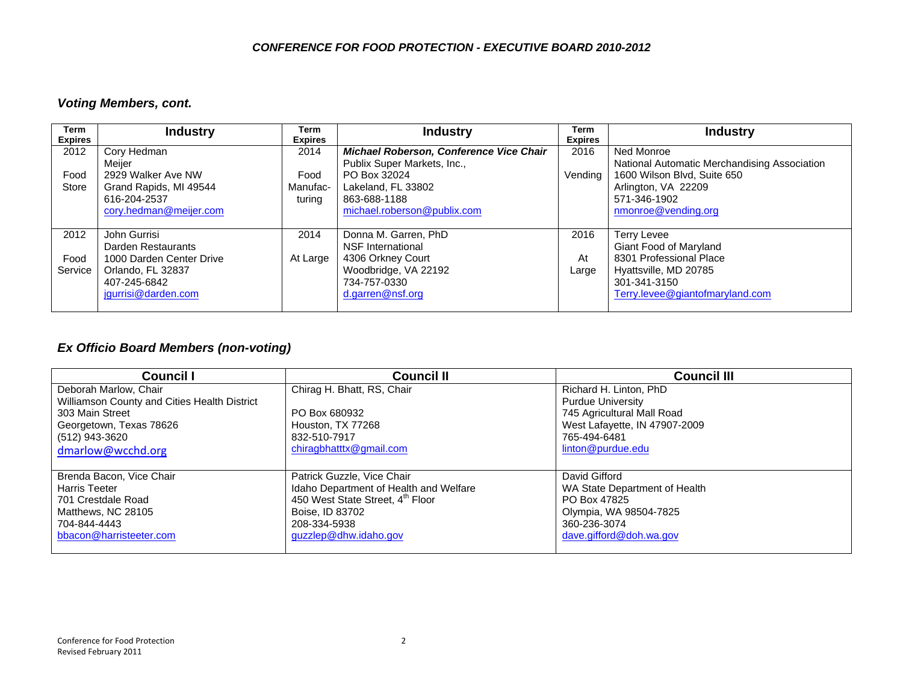## Voting Members, cont.

| Term Expires | Industry | Term Expires | Industry | Term Expires | Industry |
|---|---|---|---|---|---|
| 2012<br><br>Food Store | Cory Hedman<br>Meijer<br>2929 Walker Ave NW<br>Grand Rapids, MI 49544<br>616-204-2537<br>cory.hedman@meijer.com | 2014<br><br>Food Manufac-turing | ***Michael Roberson, Conference Vice Chair***<br>Publix Super Markets, Inc.,<br>PO Box 32024<br>Lakeland, FL 33802<br>863-688-1188<br>michael.roberson@publix.com | 2016<br><br>Vending | Ned Monroe<br>National Automatic Merchandising Association<br>1600 Wilson Blvd, Suite 650<br>Arlington, VA 22209<br>571-346-1902<br>nmonroe@vending.org |
| 2012<br><br>Food Service | John Gurrisi<br>Darden Restaurants<br>1000 Darden Center Drive<br>Orlando, FL 32837<br>407-245-6842<br>jgurrisi@darden.com | 2014<br><br>At Large | Donna M. Garren, PhD<br>NSF International<br>4306 Orkney Court<br>Woodbridge, VA 22192<br>734-757-0330<br>d.garren@nsf.org | 2016<br><br>At Large | Terry Levee<br>Giant Food of Maryland<br>8301 Professional Place<br>Hyattsville, MD 20785<br>301-341-3150<br>Terry.levee@giantofmaryland.com |

## Ex Officio Board Members (non-voting)

| Council I | Council II | Council III |
|---|---|---|
| Deborah Marlow, Chair<br>Williamson County and Cities Health District<br>303 Main Street<br>Georgetown, Texas 78626<br>(512) 943-3620<br>dmarlow@wcchd.org | Chirag H. Bhatt, RS, Chair<br><br>PO Box 680932<br>Houston, TX 77268<br>832-510-7917<br>chiragbhatttx@gmail.com | Richard H. Linton, PhD<br>Purdue University<br>745 Agricultural Mall Road<br>West Lafayette, IN 47907-2009<br>765-494-6481<br>linton@purdue.edu |
| Brenda Bacon, Vice Chair<br>Harris Teeter<br>701 Crestdale Road<br>Matthews, NC 28105<br>704-844-4443<br>bbacon@harristeeter.com | Patrick Guzzle, Vice Chair<br>Idaho Department of Health and Welfare<br>450 West State Street, 4th Floor<br>Boise, ID 83702<br>208-334-5938<br>guzzlep@dhw.idaho.gov | David Gifford<br>WA State Department of Health<br>PO Box 47825<br>Olympia, WA 98504-7825<br>360-236-3074<br>dave.gifford@doh.wa.gov |

Conference for Food Protection
Revised February 2011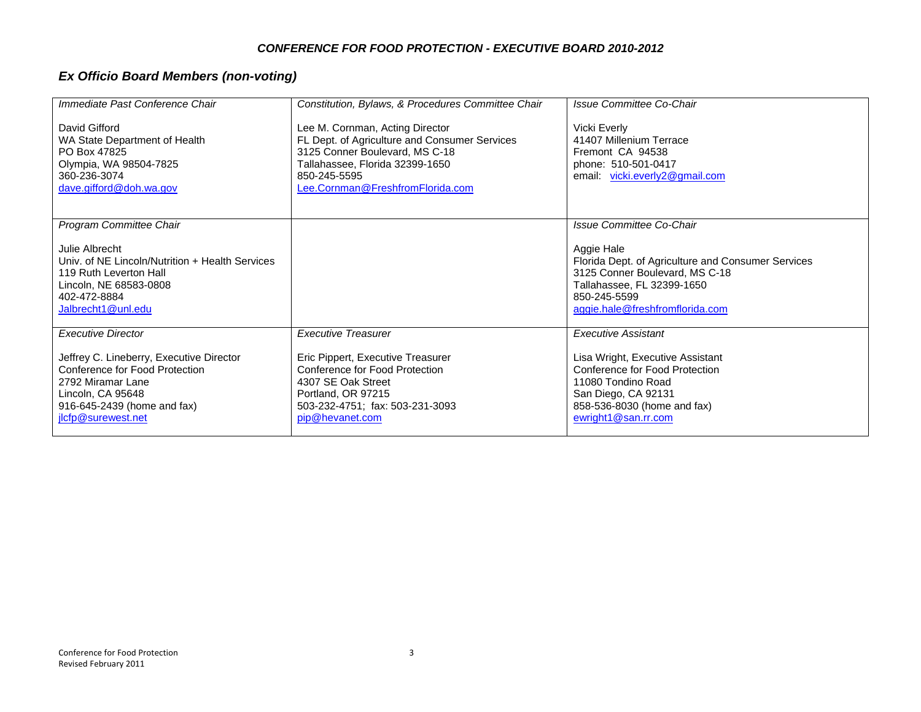### *CONFERENCE FOR FOOD PROTECTION - EXECUTIVE BOARD 2010-2012*

## *Ex Officio Board Members (non-voting)*

| | | |
|---|---|---|
| *Immediate Past Conference Chair*<br><br>David Gifford<br>WA State Department of Health<br>PO Box 47825<br>Olympia, WA 98504-7825<br>360-236-3074<br>dave.gifford@doh.wa.gov | *Constitution, Bylaws, & Procedures Committee Chair*<br><br>Lee M. Cornman, Acting Director<br>FL Dept. of Agriculture and Consumer Services<br>3125 Conner Boulevard, MS C-18<br>Tallahassee, Florida 32399-1650<br>850-245-5595<br>Lee.Cornman@FreshfromFlorida.com | *Issue Committee Co-Chair*<br><br>Vicki Everly<br>41407 Millenium Terrace<br>Fremont CA 94538<br>phone: 510-501-0417<br>email: vicki.everly2@gmail.com |
| *Program Committee Chair*<br><br>Julie Albrecht<br>Univ. of NE Lincoln/Nutrition + Health Services<br>119 Ruth Leverton Hall<br>Lincoln, NE 68583-0808<br>402-472-8884<br>Jalbrecht1@unl.edu | | *Issue Committee Co-Chair*<br><br>Aggie Hale<br>Florida Dept. of Agriculture and Consumer Services<br>3125 Conner Boulevard, MS C-18<br>Tallahassee, FL 32399-1650<br>850-245-5599<br>aggie.hale@freshfromflorida.com |
| *Executive Director*<br><br>Jeffrey C. Lineberry, Executive Director<br>Conference for Food Protection<br>2792 Miramar Lane<br>Lincoln, CA 95648<br>916-645-2439 (home and fax)<br>jlcfp@surewest.net | *Executive Treasurer*<br><br>Eric Pippert, Executive Treasurer<br>Conference for Food Protection<br>4307 SE Oak Street<br>Portland, OR 97215<br>503-232-4751; fax: 503-231-3093<br>pip@hevanet.com | *Executive Assistant*<br><br>Lisa Wright, Executive Assistant<br>Conference for Food Protection<br>11080 Tondino Road<br>San Diego, CA 92131<br>858-536-8030 (home and fax)<br>ewright1@san.rr.com |